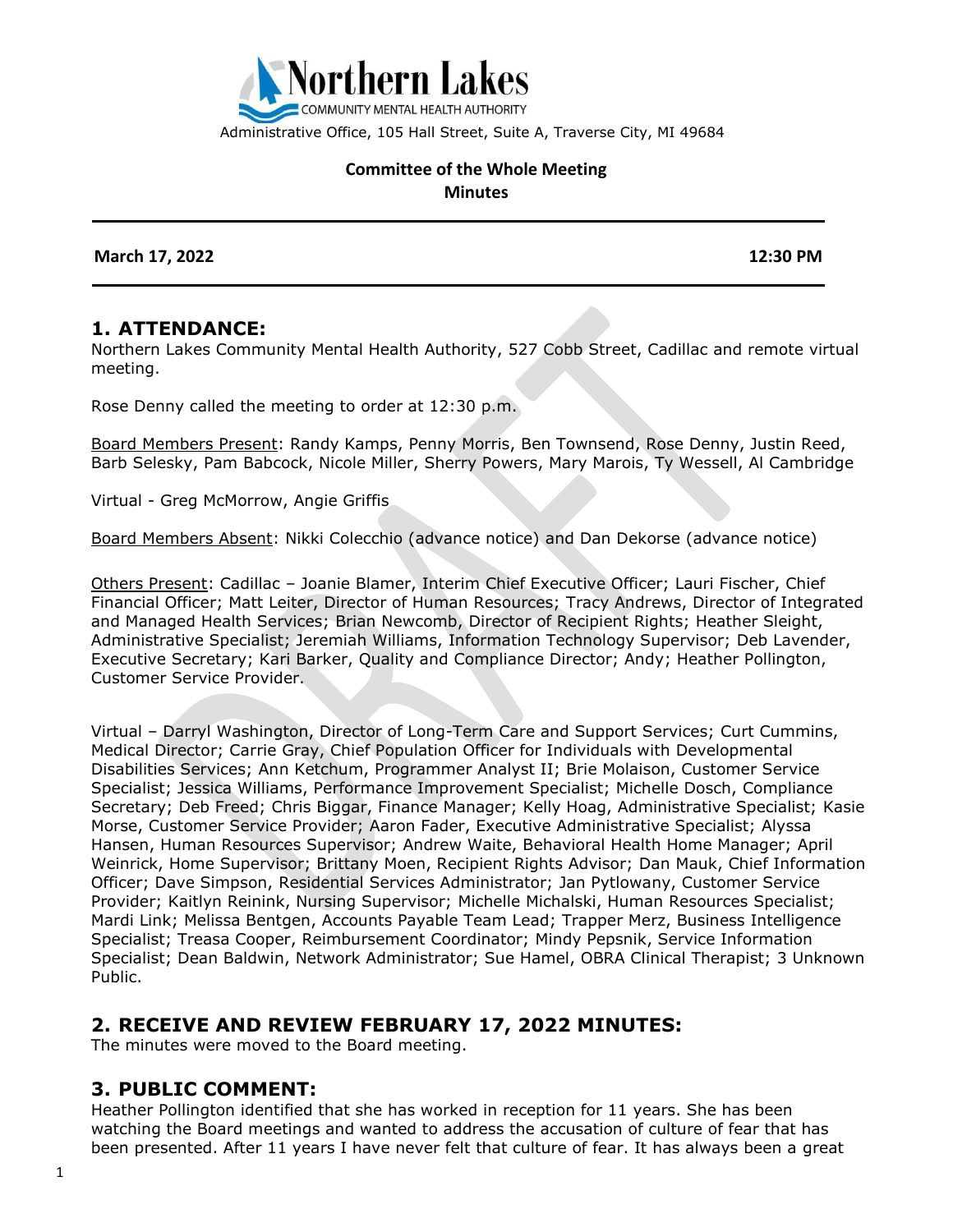Northern Lakes

COMMUNITY MENTAL HEALTH AUTHORITY

Administrative Office, 105 Hall Street, Suite A, Traverse City, MI 49684

**Committee of the Whole Meeting**
**Minutes**

---

**March 17, 2022** **12:30 PM**

---

## 1. ATTENDANCE:

Northern Lakes Community Mental Health Authority, 527 Cobb Street, Cadillac and remote virtual meeting.

Rose Denny called the meeting to order at 12:30 p.m.

Board Members Present: Randy Kamps, Penny Morris, Ben Townsend, Rose Denny, Justin Reed, Barb Selesky, Pam Babcock, Nicole Miller, Sherry Powers, Mary Marois, Ty Wessell, Al Cambridge

Virtual - Greg McMorrow, Angie Griffis

Board Members Absent: Nikki Colecchio (advance notice) and Dan Dekorse (advance notice)

Others Present: Cadillac – Joanie Blamer, Interim Chief Executive Officer; Lauri Fischer, Chief Financial Officer; Matt Leiter, Director of Human Resources; Tracy Andrews, Director of Integrated and Managed Health Services; Brian Newcomb, Director of Recipient Rights; Heather Sleight, Administrative Specialist; Jeremiah Williams, Information Technology Supervisor; Deb Lavender, Executive Secretary; Kari Barker, Quality and Compliance Director; Andy; Heather Pollington, Customer Service Provider.

Virtual – Darryl Washington, Director of Long-Term Care and Support Services; Curt Cummins, Medical Director; Carrie Gray, Chief Population Officer for Individuals with Developmental Disabilities Services; Ann Ketchum, Programmer Analyst II; Brie Molaison, Customer Service Specialist; Jessica Williams, Performance Improvement Specialist; Michelle Dosch, Compliance Secretary; Deb Freed; Chris Biggar, Finance Manager; Kelly Hoag, Administrative Specialist; Kasie Morse, Customer Service Provider; Aaron Fader, Executive Administrative Specialist; Alyssa Hansen, Human Resources Supervisor; Andrew Waite, Behavioral Health Home Manager; April Weinrick, Home Supervisor; Brittany Moen, Recipient Rights Advisor; Dan Mauk, Chief Information Officer; Dave Simpson, Residential Services Administrator; Jan Pytlowany, Customer Service Provider; Kaitlyn Reinink, Nursing Supervisor; Michelle Michalski, Human Resources Specialist; Mardi Link; Melissa Bentgen, Accounts Payable Team Lead; Trapper Merz, Business Intelligence Specialist; Treasa Cooper, Reimbursement Coordinator; Mindy Pepsnik, Service Information Specialist; Dean Baldwin, Network Administrator; Sue Hamel, OBRA Clinical Therapist; 3 Unknown Public.

## 2. RECEIVE AND REVIEW FEBRUARY 17, 2022 MINUTES:

The minutes were moved to the Board meeting.

## 3. PUBLIC COMMENT:

Heather Pollington identified that she has worked in reception for 11 years. She has been watching the Board meetings and wanted to address the accusation of culture of fear that has been presented. After 11 years I have never felt that culture of fear. It has always been a great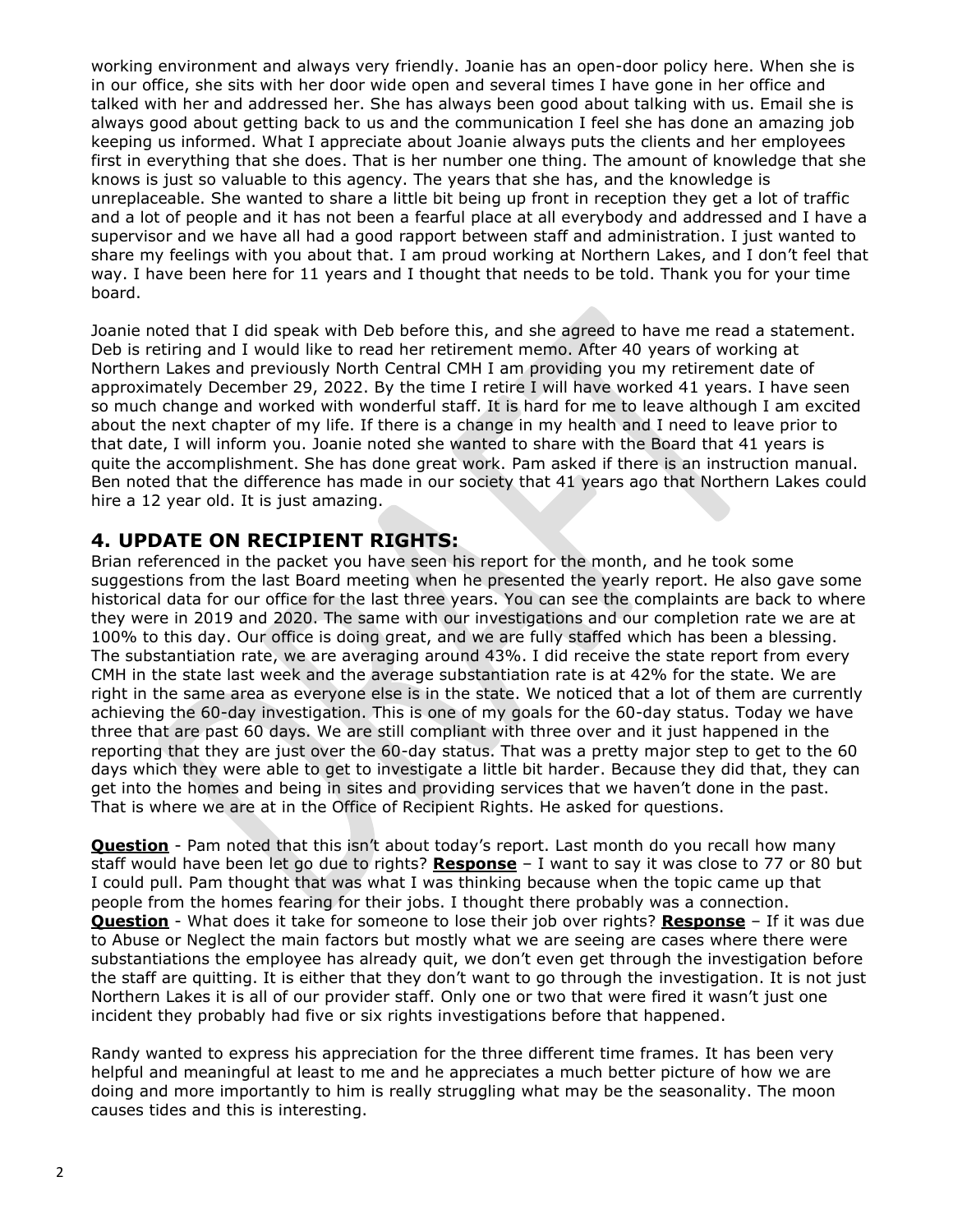working environment and always very friendly. Joanie has an open-door policy here. When she is in our office, she sits with her door wide open and several times I have gone in her office and talked with her and addressed her. She has always been good about talking with us. Email she is always good about getting back to us and the communication I feel she has done an amazing job keeping us informed. What I appreciate about Joanie always puts the clients and her employees first in everything that she does. That is her number one thing. The amount of knowledge that she knows is just so valuable to this agency. The years that she has, and the knowledge is unreplaceable. She wanted to share a little bit being up front in reception they get a lot of traffic and a lot of people and it has not been a fearful place at all everybody and addressed and I have a supervisor and we have all had a good rapport between staff and administration. I just wanted to share my feelings with you about that. I am proud working at Northern Lakes, and I don't feel that way. I have been here for 11 years and I thought that needs to be told. Thank you for your time board.

Joanie noted that I did speak with Deb before this, and she agreed to have me read a statement. Deb is retiring and I would like to read her retirement memo. After 40 years of working at Northern Lakes and previously North Central CMH I am providing you my retirement date of approximately December 29, 2022. By the time I retire I will have worked 41 years. I have seen so much change and worked with wonderful staff. It is hard for me to leave although I am excited about the next chapter of my life. If there is a change in my health and I need to leave prior to that date, I will inform you. Joanie noted she wanted to share with the Board that 41 years is quite the accomplishment. She has done great work. Pam asked if there is an instruction manual. Ben noted that the difference has made in our society that 41 years ago that Northern Lakes could hire a 12 year old. It is just amazing.

## 4. UPDATE ON RECIPIENT RIGHTS:

Brian referenced in the packet you have seen his report for the month, and he took some suggestions from the last Board meeting when he presented the yearly report. He also gave some historical data for our office for the last three years. You can see the complaints are back to where they were in 2019 and 2020. The same with our investigations and our completion rate we are at 100% to this day. Our office is doing great, and we are fully staffed which has been a blessing. The substantiation rate, we are averaging around 43%. I did receive the state report from every CMH in the state last week and the average substantiation rate is at 42% for the state. We are right in the same area as everyone else is in the state. We noticed that a lot of them are currently achieving the 60-day investigation. This is one of my goals for the 60-day status. Today we have three that are past 60 days. We are still compliant with three over and it just happened in the reporting that they are just over the 60-day status. That was a pretty major step to get to the 60 days which they were able to get to investigate a little bit harder. Because they did that, they can get into the homes and being in sites and providing services that we haven't done in the past. That is where we are at in the Office of Recipient Rights. He asked for questions.

**Question** - Pam noted that this isn't about today's report. Last month do you recall how many staff would have been let go due to rights? **Response** – I want to say it was close to 77 or 80 but I could pull. Pam thought that was what I was thinking because when the topic came up that people from the homes fearing for their jobs. I thought there probably was a connection.
**Question** - What does it take for someone to lose their job over rights? **Response** – If it was due to Abuse or Neglect the main factors but mostly what we are seeing are cases where there were substantiations the employee has already quit, we don't even get through the investigation before the staff are quitting. It is either that they don't want to go through the investigation. It is not just Northern Lakes it is all of our provider staff. Only one or two that were fired it wasn't just one incident they probably had five or six rights investigations before that happened.

Randy wanted to express his appreciation for the three different time frames. It has been very helpful and meaningful at least to me and he appreciates a much better picture of how we are doing and more importantly to him is really struggling what may be the seasonality. The moon causes tides and this is interesting.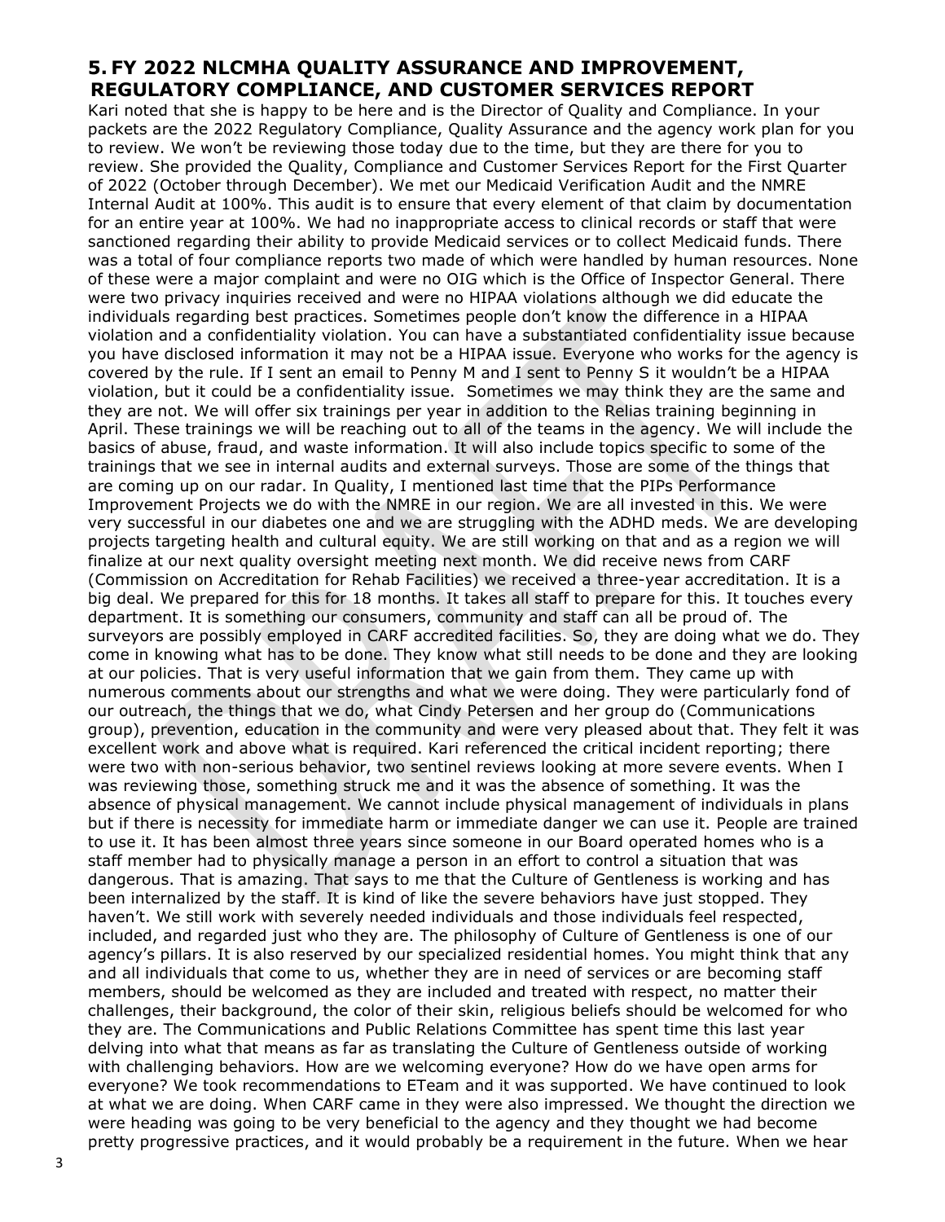## 5. FY 2022 NLCMHA QUALITY ASSURANCE AND IMPROVEMENT, REGULATORY COMPLIANCE, AND CUSTOMER SERVICES REPORT

Kari noted that she is happy to be here and is the Director of Quality and Compliance. In your packets are the 2022 Regulatory Compliance, Quality Assurance and the agency work plan for you to review. We won't be reviewing those today due to the time, but they are there for you to review. She provided the Quality, Compliance and Customer Services Report for the First Quarter of 2022 (October through December). We met our Medicaid Verification Audit and the NMRE Internal Audit at 100%. This audit is to ensure that every element of that claim by documentation for an entire year at 100%. We had no inappropriate access to clinical records or staff that were sanctioned regarding their ability to provide Medicaid services or to collect Medicaid funds. There was a total of four compliance reports two made of which were handled by human resources. None of these were a major complaint and were no OIG which is the Office of Inspector General. There were two privacy inquiries received and were no HIPAA violations although we did educate the individuals regarding best practices. Sometimes people don't know the difference in a HIPAA violation and a confidentiality violation. You can have a substantiated confidentiality issue because you have disclosed information it may not be a HIPAA issue. Everyone who works for the agency is covered by the rule. If I sent an email to Penny M and I sent to Penny S it wouldn't be a HIPAA violation, but it could be a confidentiality issue. Sometimes we may think they are the same and they are not. We will offer six trainings per year in addition to the Relias training beginning in April. These trainings we will be reaching out to all of the teams in the agency. We will include the basics of abuse, fraud, and waste information. It will also include topics specific to some of the trainings that we see in internal audits and external surveys. Those are some of the things that are coming up on our radar. In Quality, I mentioned last time that the PIPs Performance Improvement Projects we do with the NMRE in our region. We are all invested in this. We were very successful in our diabetes one and we are struggling with the ADHD meds. We are developing projects targeting health and cultural equity. We are still working on that and as a region we will finalize at our next quality oversight meeting next month. We did receive news from CARF (Commission on Accreditation for Rehab Facilities) we received a three-year accreditation. It is a big deal. We prepared for this for 18 months. It takes all staff to prepare for this. It touches every department. It is something our consumers, community and staff can all be proud of. The surveyors are possibly employed in CARF accredited facilities. So, they are doing what we do. They come in knowing what has to be done. They know what still needs to be done and they are looking at our policies. That is very useful information that we gain from them. They came up with numerous comments about our strengths and what we were doing. They were particularly fond of our outreach, the things that we do, what Cindy Petersen and her group do (Communications group), prevention, education in the community and were very pleased about that. They felt it was excellent work and above what is required. Kari referenced the critical incident reporting; there were two with non-serious behavior, two sentinel reviews looking at more severe events. When I was reviewing those, something struck me and it was the absence of something. It was the absence of physical management. We cannot include physical management of individuals in plans but if there is necessity for immediate harm or immediate danger we can use it. People are trained to use it. It has been almost three years since someone in our Board operated homes who is a staff member had to physically manage a person in an effort to control a situation that was dangerous. That is amazing. That says to me that the Culture of Gentleness is working and has been internalized by the staff. It is kind of like the severe behaviors have just stopped. They haven't. We still work with severely needed individuals and those individuals feel respected, included, and regarded just who they are. The philosophy of Culture of Gentleness is one of our agency's pillars. It is also reserved by our specialized residential homes. You might think that any and all individuals that come to us, whether they are in need of services or are becoming staff members, should be welcomed as they are included and treated with respect, no matter their challenges, their background, the color of their skin, religious beliefs should be welcomed for who they are. The Communications and Public Relations Committee has spent time this last year delving into what that means as far as translating the Culture of Gentleness outside of working with challenging behaviors. How are we welcoming everyone? How do we have open arms for everyone? We took recommendations to ETeam and it was supported. We have continued to look at what we are doing. When CARF came in they were also impressed. We thought the direction we were heading was going to be very beneficial to the agency and they thought we had become pretty progressive practices, and it would probably be a requirement in the future. When we hear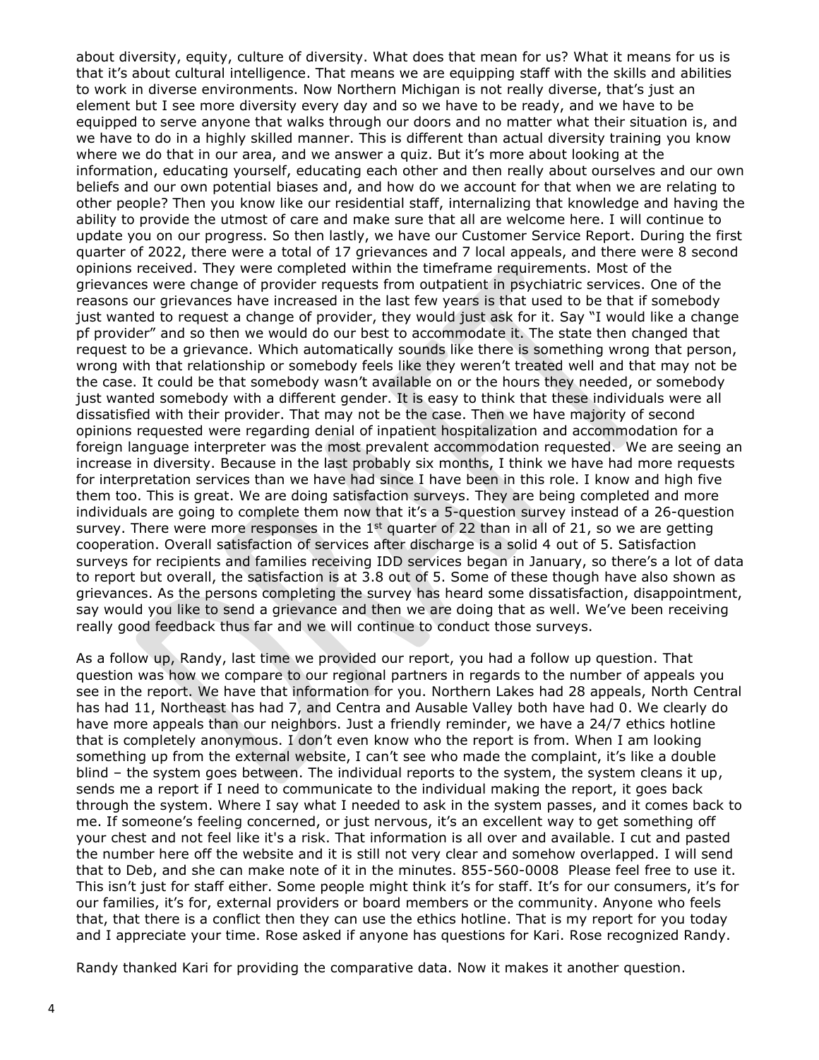about diversity, equity, culture of diversity. What does that mean for us? What it means for us is that it's about cultural intelligence. That means we are equipping staff with the skills and abilities to work in diverse environments. Now Northern Michigan is not really diverse, that's just an element but I see more diversity every day and so we have to be ready, and we have to be equipped to serve anyone that walks through our doors and no matter what their situation is, and we have to do in a highly skilled manner. This is different than actual diversity training you know where we do that in our area, and we answer a quiz. But it's more about looking at the information, educating yourself, educating each other and then really about ourselves and our own beliefs and our own potential biases and, and how do we account for that when we are relating to other people? Then you know like our residential staff, internalizing that knowledge and having the ability to provide the utmost of care and make sure that all are welcome here. I will continue to update you on our progress. So then lastly, we have our Customer Service Report. During the first quarter of 2022, there were a total of 17 grievances and 7 local appeals, and there were 8 second opinions received. They were completed within the timeframe requirements. Most of the grievances were change of provider requests from outpatient in psychiatric services. One of the reasons our grievances have increased in the last few years is that used to be that if somebody just wanted to request a change of provider, they would just ask for it. Say "I would like a change pf provider" and so then we would do our best to accommodate it. The state then changed that request to be a grievance. Which automatically sounds like there is something wrong that person, wrong with that relationship or somebody feels like they weren't treated well and that may not be the case. It could be that somebody wasn't available on or the hours they needed, or somebody just wanted somebody with a different gender. It is easy to think that these individuals were all dissatisfied with their provider. That may not be the case. Then we have majority of second opinions requested were regarding denial of inpatient hospitalization and accommodation for a foreign language interpreter was the most prevalent accommodation requested. We are seeing an increase in diversity. Because in the last probably six months, I think we have had more requests for interpretation services than we have had since I have been in this role. I know and high five them too. This is great. We are doing satisfaction surveys. They are being completed and more individuals are going to complete them now that it's a 5-question survey instead of a 26-question survey. There were more responses in the 1st quarter of 22 than in all of 21, so we are getting cooperation. Overall satisfaction of services after discharge is a solid 4 out of 5. Satisfaction surveys for recipients and families receiving IDD services began in January, so there's a lot of data to report but overall, the satisfaction is at 3.8 out of 5. Some of these though have also shown as grievances. As the persons completing the survey has heard some dissatisfaction, disappointment, say would you like to send a grievance and then we are doing that as well. We've been receiving really good feedback thus far and we will continue to conduct those surveys.

As a follow up, Randy, last time we provided our report, you had a follow up question. That question was how we compare to our regional partners in regards to the number of appeals you see in the report. We have that information for you. Northern Lakes had 28 appeals, North Central has had 11, Northeast has had 7, and Centra and Ausable Valley both have had 0. We clearly do have more appeals than our neighbors. Just a friendly reminder, we have a 24/7 ethics hotline that is completely anonymous. I don't even know who the report is from. When I am looking something up from the external website, I can't see who made the complaint, it's like a double blind – the system goes between. The individual reports to the system, the system cleans it up, sends me a report if I need to communicate to the individual making the report, it goes back through the system. Where I say what I needed to ask in the system passes, and it comes back to me. If someone's feeling concerned, or just nervous, it's an excellent way to get something off your chest and not feel like it's a risk. That information is all over and available. I cut and pasted the number here off the website and it is still not very clear and somehow overlapped. I will send that to Deb, and she can make note of it in the minutes. 855-560-0008 Please feel free to use it. This isn't just for staff either. Some people might think it's for staff. It's for our consumers, it's for our families, it's for, external providers or board members or the community. Anyone who feels that, that there is a conflict then they can use the ethics hotline. That is my report for you today and I appreciate your time. Rose asked if anyone has questions for Kari. Rose recognized Randy.

Randy thanked Kari for providing the comparative data. Now it makes it another question.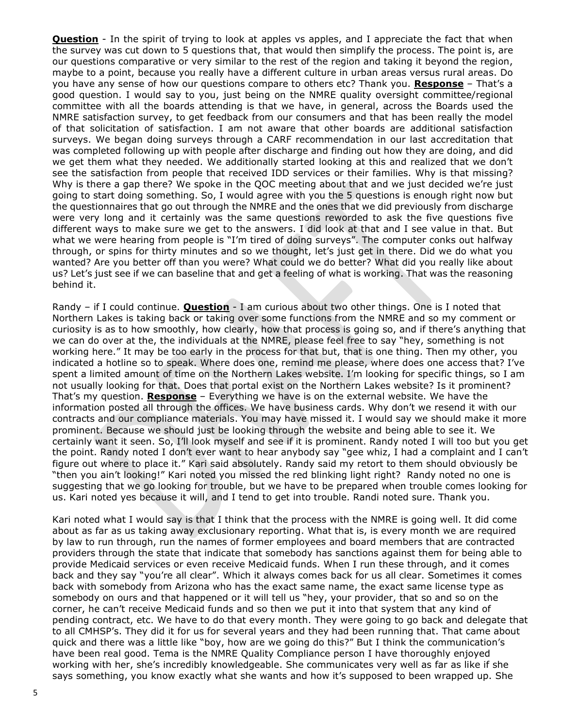**Question** - In the spirit of trying to look at apples vs apples, and I appreciate the fact that when the survey was cut down to 5 questions that, that would then simplify the process. The point is, are our questions comparative or very similar to the rest of the region and taking it beyond the region, maybe to a point, because you really have a different culture in urban areas versus rural areas. Do you have any sense of how our questions compare to others etc? Thank you. **Response** – That's a good question. I would say to you, just being on the NMRE quality oversight committee/regional committee with all the boards attending is that we have, in general, across the Boards used the NMRE satisfaction survey, to get feedback from our consumers and that has been really the model of that solicitation of satisfaction. I am not aware that other boards are additional satisfaction surveys. We began doing surveys through a CARF recommendation in our last accreditation that was completed following up with people after discharge and finding out how they are doing, and did we get them what they needed. We additionally started looking at this and realized that we don't see the satisfaction from people that received IDD services or their families. Why is that missing? Why is there a gap there? We spoke in the QOC meeting about that and we just decided we're just going to start doing something. So, I would agree with you the 5 questions is enough right now but the questionnaires that go out through the NMRE and the ones that we did previously from discharge were very long and it certainly was the same questions reworded to ask the five questions five different ways to make sure we get to the answers. I did look at that and I see value in that. But what we were hearing from people is "I'm tired of doing surveys". The computer conks out halfway through, or spins for thirty minutes and so we thought, let's just get in there. Did we do what you wanted? Are you better off than you were? What could we do better? What did you really like about us? Let's just see if we can baseline that and get a feeling of what is working. That was the reasoning behind it.

Randy – if I could continue. **Question** - I am curious about two other things. One is I noted that Northern Lakes is taking back or taking over some functions from the NMRE and so my comment or curiosity is as to how smoothly, how clearly, how that process is going so, and if there's anything that we can do over at the, the individuals at the NMRE, please feel free to say "hey, something is not working here." It may be too early in the process for that but, that is one thing. Then my other, you indicated a hotline so to speak. Where does one, remind me please, where does one access that? I've spent a limited amount of time on the Northern Lakes website. I'm looking for specific things, so I am not usually looking for that. Does that portal exist on the Northern Lakes website? Is it prominent? That's my question. **Response** – Everything we have is on the external website. We have the information posted all through the offices. We have business cards. Why don't we resend it with our contracts and our compliance materials. You may have missed it. I would say we should make it more prominent. Because we should just be looking through the website and being able to see it. We certainly want it seen. So, I'll look myself and see if it is prominent. Randy noted I will too but you get the point. Randy noted I don't ever want to hear anybody say "gee whiz, I had a complaint and I can't figure out where to place it." Kari said absolutely. Randy said my retort to them should obviously be "then you ain't looking!" Kari noted you missed the red blinking light right? Randy noted no one is suggesting that we go looking for trouble, but we have to be prepared when trouble comes looking for us. Kari noted yes because it will, and I tend to get into trouble. Randi noted sure. Thank you.

Kari noted what I would say is that I think that the process with the NMRE is going well. It did come about as far as us taking away exclusionary reporting. What that is, is every month we are required by law to run through, run the names of former employees and board members that are contracted providers through the state that indicate that somebody has sanctions against them for being able to provide Medicaid services or even receive Medicaid funds. When I run these through, and it comes back and they say "you're all clear". Which it always comes back for us all clear. Sometimes it comes back with somebody from Arizona who has the exact same name, the exact same license type as somebody on ours and that happened or it will tell us "hey, your provider, that so and so on the corner, he can't receive Medicaid funds and so then we put it into that system that any kind of pending contract, etc. We have to do that every month. They were going to go back and delegate that to all CMHSP's. They did it for us for several years and they had been running that. That came about quick and there was a little like "boy, how are we going do this?" But I think the communication's have been real good. Tema is the NMRE Quality Compliance person I have thoroughly enjoyed working with her, she's incredibly knowledgeable. She communicates very well as far as like if she says something, you know exactly what she wants and how it's supposed to been wrapped up. She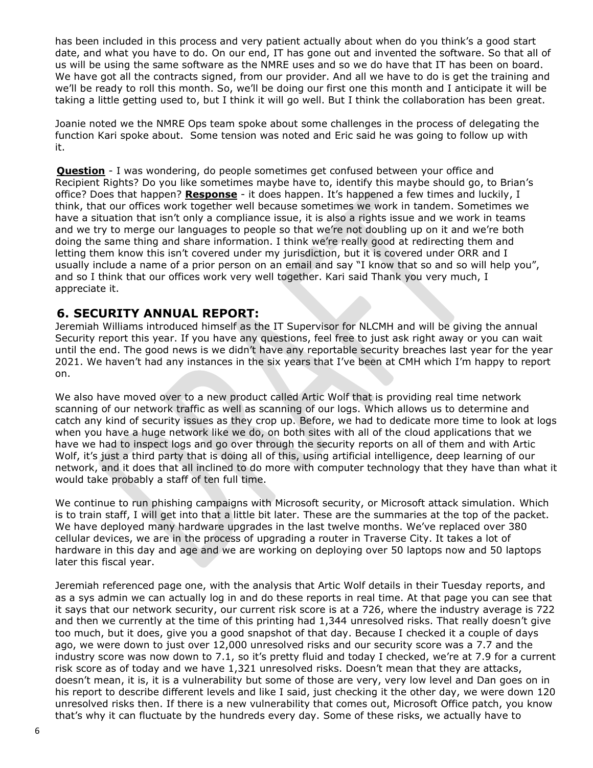has been included in this process and very patient actually about when do you think's a good start date, and what you have to do. On our end, IT has gone out and invented the software. So that all of us will be using the same software as the NMRE uses and so we do have that IT has been on board. We have got all the contracts signed, from our provider. And all we have to do is get the training and we'll be ready to roll this month. So, we'll be doing our first one this month and I anticipate it will be taking a little getting used to, but I think it will go well. But I think the collaboration has been great.

Joanie noted we the NMRE Ops team spoke about some challenges in the process of delegating the function Kari spoke about. Some tension was noted and Eric said he was going to follow up with it.

**Question** - I was wondering, do people sometimes get confused between your office and Recipient Rights? Do you like sometimes maybe have to, identify this maybe should go, to Brian's office? Does that happen? **Response** - it does happen. It's happened a few times and luckily, I think, that our offices work together well because sometimes we work in tandem. Sometimes we have a situation that isn't only a compliance issue, it is also a rights issue and we work in teams and we try to merge our languages to people so that we're not doubling up on it and we're both doing the same thing and share information. I think we're really good at redirecting them and letting them know this isn't covered under my jurisdiction, but it is covered under ORR and I usually include a name of a prior person on an email and say "I know that so and so will help you", and so I think that our offices work very well together. Kari said Thank you very much, I appreciate it.

## 6. SECURITY ANNUAL REPORT:

Jeremiah Williams introduced himself as the IT Supervisor for NLCMH and will be giving the annual Security report this year. If you have any questions, feel free to just ask right away or you can wait until the end. The good news is we didn't have any reportable security breaches last year for the year 2021. We haven't had any instances in the six years that I've been at CMH which I'm happy to report on.

We also have moved over to a new product called Artic Wolf that is providing real time network scanning of our network traffic as well as scanning of our logs. Which allows us to determine and catch any kind of security issues as they crop up. Before, we had to dedicate more time to look at logs when you have a huge network like we do, on both sites with all of the cloud applications that we have we had to inspect logs and go over through the security reports on all of them and with Artic Wolf, it's just a third party that is doing all of this, using artificial intelligence, deep learning of our network, and it does that all inclined to do more with computer technology that they have than what it would take probably a staff of ten full time.

We continue to run phishing campaigns with Microsoft security, or Microsoft attack simulation. Which is to train staff, I will get into that a little bit later. These are the summaries at the top of the packet. We have deployed many hardware upgrades in the last twelve months. We've replaced over 380 cellular devices, we are in the process of upgrading a router in Traverse City. It takes a lot of hardware in this day and age and we are working on deploying over 50 laptops now and 50 laptops later this fiscal year.

Jeremiah referenced page one, with the analysis that Artic Wolf details in their Tuesday reports, and as a sys admin we can actually log in and do these reports in real time. At that page you can see that it says that our network security, our current risk score is at a 726, where the industry average is 722 and then we currently at the time of this printing had 1,344 unresolved risks. That really doesn't give too much, but it does, give you a good snapshot of that day. Because I checked it a couple of days ago, we were down to just over 12,000 unresolved risks and our security score was a 7.7 and the industry score was now down to 7.1, so it's pretty fluid and today I checked, we're at 7.9 for a current risk score as of today and we have 1,321 unresolved risks. Doesn't mean that they are attacks, doesn't mean, it is, it is a vulnerability but some of those are very, very low level and Dan goes on in his report to describe different levels and like I said, just checking it the other day, we were down 120 unresolved risks then. If there is a new vulnerability that comes out, Microsoft Office patch, you know that's why it can fluctuate by the hundreds every day. Some of these risks, we actually have to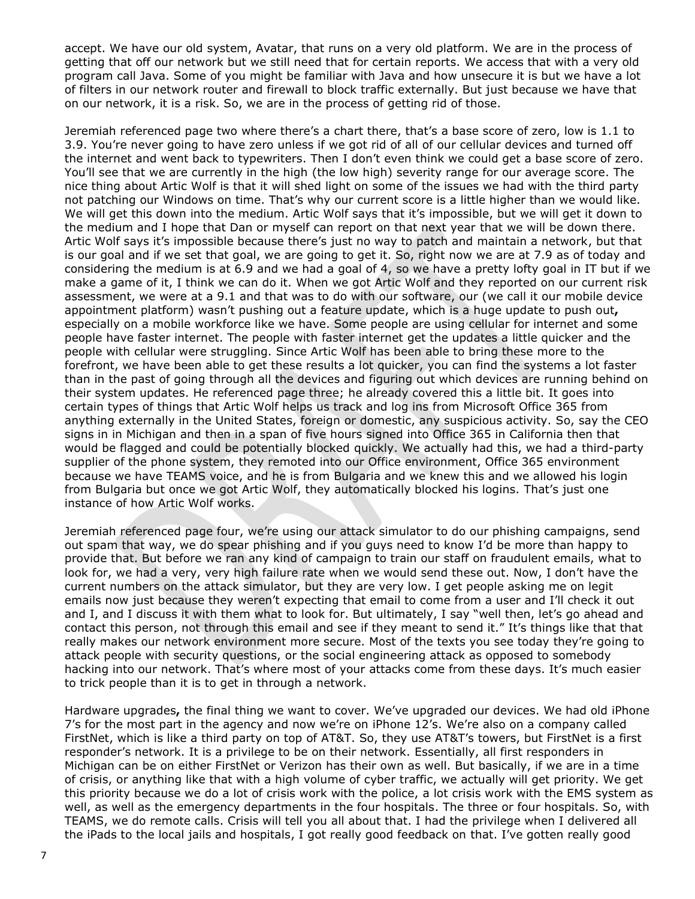accept. We have our old system, Avatar, that runs on a very old platform. We are in the process of getting that off our network but we still need that for certain reports. We access that with a very old program call Java. Some of you might be familiar with Java and how unsecure it is but we have a lot of filters in our network router and firewall to block traffic externally. But just because we have that on our network, it is a risk. So, we are in the process of getting rid of those.

Jeremiah referenced page two where there's a chart there, that's a base score of zero, low is 1.1 to 3.9. You're never going to have zero unless if we got rid of all of our cellular devices and turned off the internet and went back to typewriters. Then I don't even think we could get a base score of zero. You'll see that we are currently in the high (the low high) severity range for our average score. The nice thing about Artic Wolf is that it will shed light on some of the issues we had with the third party not patching our Windows on time. That's why our current score is a little higher than we would like. We will get this down into the medium. Artic Wolf says that it's impossible, but we will get it down to the medium and I hope that Dan or myself can report on that next year that we will be down there. Artic Wolf says it's impossible because there's just no way to patch and maintain a network, but that is our goal and if we set that goal, we are going to get it. So, right now we are at 7.9 as of today and considering the medium is at 6.9 and we had a goal of 4, so we have a pretty lofty goal in IT but if we make a game of it, I think we can do it. When we got Artic Wolf and they reported on our current risk assessment, we were at a 9.1 and that was to do with our software, our (we call it our mobile device appointment platform) wasn't pushing out a feature update, which is a huge update to push out**,** especially on a mobile workforce like we have. Some people are using cellular for internet and some people have faster internet. The people with faster internet get the updates a little quicker and the people with cellular were struggling. Since Artic Wolf has been able to bring these more to the forefront, we have been able to get these results a lot quicker, you can find the systems a lot faster than in the past of going through all the devices and figuring out which devices are running behind on their system updates. He referenced page three; he already covered this a little bit. It goes into certain types of things that Artic Wolf helps us track and log ins from Microsoft Office 365 from anything externally in the United States, foreign or domestic, any suspicious activity. So, say the CEO signs in in Michigan and then in a span of five hours signed into Office 365 in California then that would be flagged and could be potentially blocked quickly. We actually had this, we had a third-party supplier of the phone system, they remoted into our Office environment, Office 365 environment because we have TEAMS voice, and he is from Bulgaria and we knew this and we allowed his login from Bulgaria but once we got Artic Wolf, they automatically blocked his logins. That's just one instance of how Artic Wolf works.

Jeremiah referenced page four, we're using our attack simulator to do our phishing campaigns, send out spam that way, we do spear phishing and if you guys need to know I'd be more than happy to provide that. But before we ran any kind of campaign to train our staff on fraudulent emails, what to look for, we had a very, very high failure rate when we would send these out. Now, I don't have the current numbers on the attack simulator, but they are very low. I get people asking me on legit emails now just because they weren't expecting that email to come from a user and I'll check it out and I, and I discuss it with them what to look for. But ultimately, I say "well then, let's go ahead and contact this person, not through this email and see if they meant to send it." It's things like that that really makes our network environment more secure. Most of the texts you see today they're going to attack people with security questions, or the social engineering attack as opposed to somebody hacking into our network. That's where most of your attacks come from these days. It's much easier to trick people than it is to get in through a network.

Hardware upgrades**,** the final thing we want to cover. We've upgraded our devices. We had old iPhone 7's for the most part in the agency and now we're on iPhone 12's. We're also on a company called FirstNet, which is like a third party on top of AT&T. So, they use AT&T's towers, but FirstNet is a first responder's network. It is a privilege to be on their network. Essentially, all first responders in Michigan can be on either FirstNet or Verizon has their own as well. But basically, if we are in a time of crisis, or anything like that with a high volume of cyber traffic, we actually will get priority. We get this priority because we do a lot of crisis work with the police, a lot crisis work with the EMS system as well, as well as the emergency departments in the four hospitals. The three or four hospitals. So, with TEAMS, we do remote calls. Crisis will tell you all about that. I had the privilege when I delivered all the iPads to the local jails and hospitals, I got really good feedback on that. I've gotten really good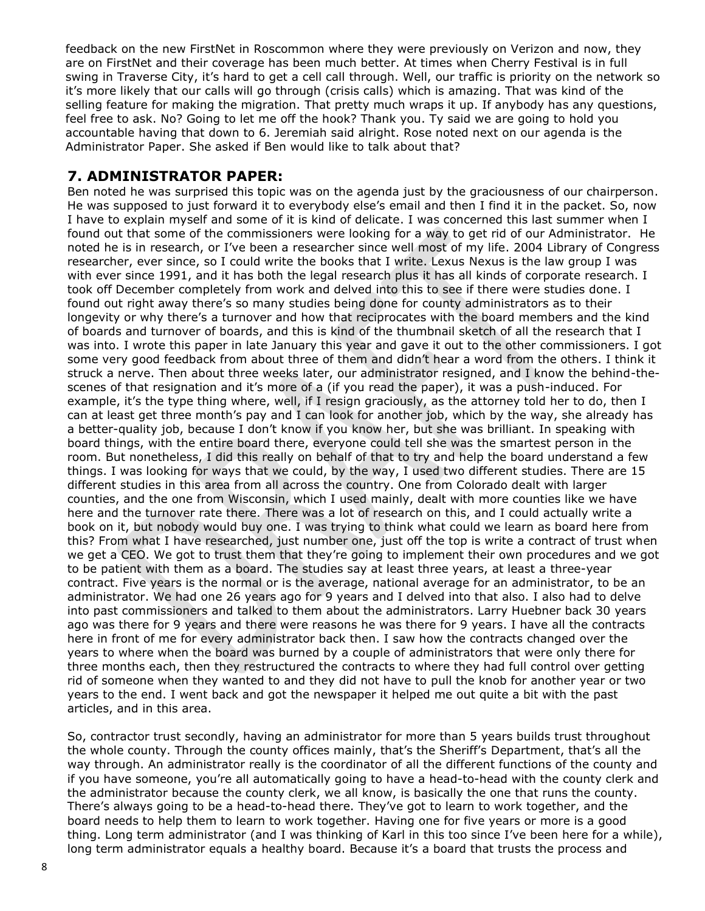feedback on the new FirstNet in Roscommon where they were previously on Verizon and now, they are on FirstNet and their coverage has been much better. At times when Cherry Festival is in full swing in Traverse City, it's hard to get a cell call through. Well, our traffic is priority on the network so it's more likely that our calls will go through (crisis calls) which is amazing. That was kind of the selling feature for making the migration. That pretty much wraps it up. If anybody has any questions, feel free to ask. No? Going to let me off the hook? Thank you. Ty said we are going to hold you accountable having that down to 6. Jeremiah said alright. Rose noted next on our agenda is the Administrator Paper. She asked if Ben would like to talk about that?

## 7. ADMINISTRATOR PAPER:

Ben noted he was surprised this topic was on the agenda just by the graciousness of our chairperson. He was supposed to just forward it to everybody else's email and then I find it in the packet. So, now I have to explain myself and some of it is kind of delicate. I was concerned this last summer when I found out that some of the commissioners were looking for a way to get rid of our Administrator. He noted he is in research, or I've been a researcher since well most of my life. 2004 Library of Congress researcher, ever since, so I could write the books that I write. Lexus Nexus is the law group I was with ever since 1991, and it has both the legal research plus it has all kinds of corporate research. I took off December completely from work and delved into this to see if there were studies done. I found out right away there's so many studies being done for county administrators as to their longevity or why there's a turnover and how that reciprocates with the board members and the kind of boards and turnover of boards, and this is kind of the thumbnail sketch of all the research that I was into. I wrote this paper in late January this year and gave it out to the other commissioners. I got some very good feedback from about three of them and didn't hear a word from the others. I think it struck a nerve. Then about three weeks later, our administrator resigned, and I know the behind-the-scenes of that resignation and it's more of a (if you read the paper), it was a push-induced. For example, it's the type thing where, well, if I resign graciously, as the attorney told her to do, then I can at least get three month's pay and I can look for another job, which by the way, she already has a better-quality job, because I don't know if you know her, but she was brilliant. In speaking with board things, with the entire board there, everyone could tell she was the smartest person in the room. But nonetheless, I did this really on behalf of that to try and help the board understand a few things. I was looking for ways that we could, by the way, I used two different studies. There are 15 different studies in this area from all across the country. One from Colorado dealt with larger counties, and the one from Wisconsin, which I used mainly, dealt with more counties like we have here and the turnover rate there. There was a lot of research on this, and I could actually write a book on it, but nobody would buy one. I was trying to think what could we learn as board here from this? From what I have researched, just number one, just off the top is write a contract of trust when we get a CEO. We got to trust them that they're going to implement their own procedures and we got to be patient with them as a board. The studies say at least three years, at least a three-year contract. Five years is the normal or is the average, national average for an administrator, to be an administrator. We had one 26 years ago for 9 years and I delved into that also. I also had to delve into past commissioners and talked to them about the administrators. Larry Huebner back 30 years ago was there for 9 years and there were reasons he was there for 9 years. I have all the contracts here in front of me for every administrator back then. I saw how the contracts changed over the years to where when the board was burned by a couple of administrators that were only there for three months each, then they restructured the contracts to where they had full control over getting rid of someone when they wanted to and they did not have to pull the knob for another year or two years to the end. I went back and got the newspaper it helped me out quite a bit with the past articles, and in this area.

So, contractor trust secondly, having an administrator for more than 5 years builds trust throughout the whole county. Through the county offices mainly, that's the Sheriff's Department, that's all the way through. An administrator really is the coordinator of all the different functions of the county and if you have someone, you're all automatically going to have a head-to-head with the county clerk and the administrator because the county clerk, we all know, is basically the one that runs the county. There's always going to be a head-to-head there. They've got to learn to work together, and the board needs to help them to learn to work together. Having one for five years or more is a good thing. Long term administrator (and I was thinking of Karl in this too since I've been here for a while), long term administrator equals a healthy board. Because it's a board that trusts the process and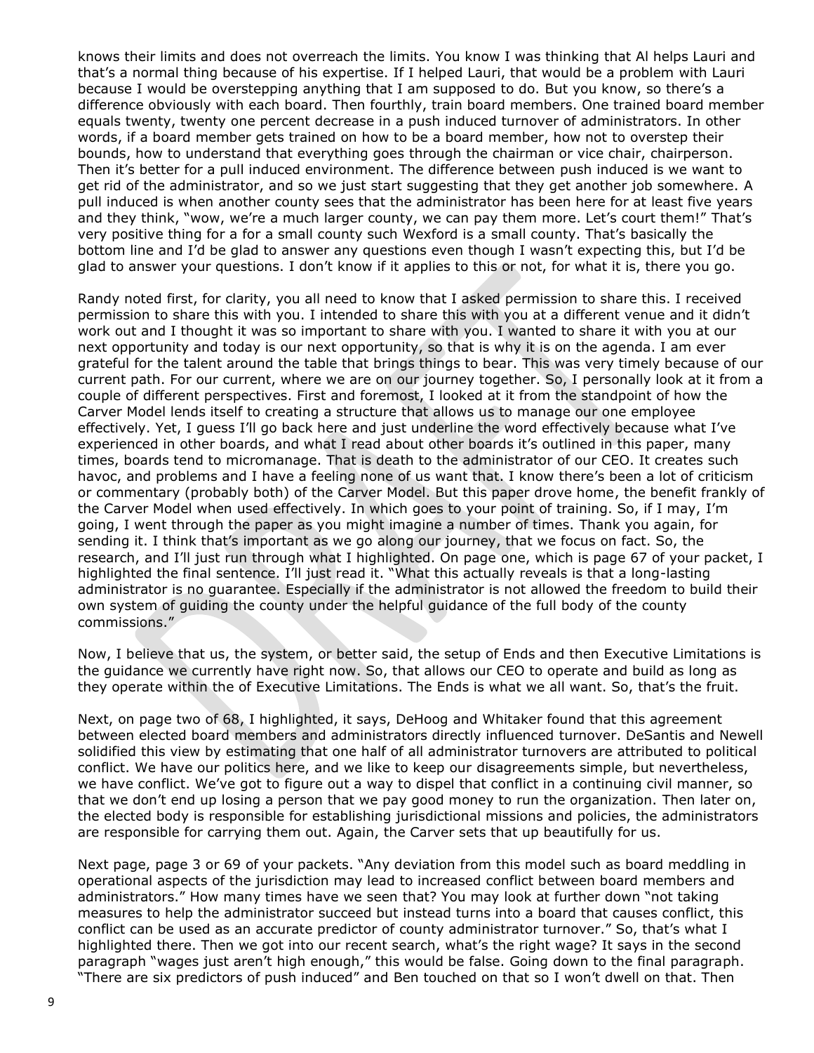knows their limits and does not overreach the limits. You know I was thinking that Al helps Lauri and that's a normal thing because of his expertise. If I helped Lauri, that would be a problem with Lauri because I would be overstepping anything that I am supposed to do. But you know, so there's a difference obviously with each board. Then fourthly, train board members. One trained board member equals twenty, twenty one percent decrease in a push induced turnover of administrators. In other words, if a board member gets trained on how to be a board member, how not to overstep their bounds, how to understand that everything goes through the chairman or vice chair, chairperson. Then it's better for a pull induced environment. The difference between push induced is we want to get rid of the administrator, and so we just start suggesting that they get another job somewhere. A pull induced is when another county sees that the administrator has been here for at least five years and they think, "wow, we're a much larger county, we can pay them more. Let's court them!" That's very positive thing for a for a small county such Wexford is a small county. That's basically the bottom line and I'd be glad to answer any questions even though I wasn't expecting this, but I'd be glad to answer your questions. I don't know if it applies to this or not, for what it is, there you go.

Randy noted first, for clarity, you all need to know that I asked permission to share this. I received permission to share this with you. I intended to share this with you at a different venue and it didn't work out and I thought it was so important to share with you. I wanted to share it with you at our next opportunity and today is our next opportunity, so that is why it is on the agenda. I am ever grateful for the talent around the table that brings things to bear. This was very timely because of our current path. For our current, where we are on our journey together. So, I personally look at it from a couple of different perspectives. First and foremost, I looked at it from the standpoint of how the Carver Model lends itself to creating a structure that allows us to manage our one employee effectively. Yet, I guess I'll go back here and just underline the word effectively because what I've experienced in other boards, and what I read about other boards it's outlined in this paper, many times, boards tend to micromanage. That is death to the administrator of our CEO. It creates such havoc, and problems and I have a feeling none of us want that. I know there's been a lot of criticism or commentary (probably both) of the Carver Model. But this paper drove home, the benefit frankly of the Carver Model when used effectively. In which goes to your point of training. So, if I may, I'm going, I went through the paper as you might imagine a number of times. Thank you again, for sending it. I think that's important as we go along our journey, that we focus on fact. So, the research, and I'll just run through what I highlighted. On page one, which is page 67 of your packet, I highlighted the final sentence. I'll just read it. "What this actually reveals is that a long-lasting administrator is no guarantee. Especially if the administrator is not allowed the freedom to build their own system of guiding the county under the helpful guidance of the full body of the county commissions."

Now, I believe that us, the system, or better said, the setup of Ends and then Executive Limitations is the guidance we currently have right now. So, that allows our CEO to operate and build as long as they operate within the of Executive Limitations. The Ends is what we all want. So, that's the fruit.

Next, on page two of 68, I highlighted, it says, DeHoog and Whitaker found that this agreement between elected board members and administrators directly influenced turnover. DeSantis and Newell solidified this view by estimating that one half of all administrator turnovers are attributed to political conflict. We have our politics here, and we like to keep our disagreements simple, but nevertheless, we have conflict. We've got to figure out a way to dispel that conflict in a continuing civil manner, so that we don't end up losing a person that we pay good money to run the organization. Then later on, the elected body is responsible for establishing jurisdictional missions and policies, the administrators are responsible for carrying them out. Again, the Carver sets that up beautifully for us.

Next page, page 3 or 69 of your packets. "Any deviation from this model such as board meddling in operational aspects of the jurisdiction may lead to increased conflict between board members and administrators." How many times have we seen that? You may look at further down "not taking measures to help the administrator succeed but instead turns into a board that causes conflict, this conflict can be used as an accurate predictor of county administrator turnover." So, that's what I highlighted there. Then we got into our recent search, what's the right wage? It says in the second paragraph "wages just aren't high enough," this would be false. Going down to the final paragraph. "There are six predictors of push induced" and Ben touched on that so I won't dwell on that. Then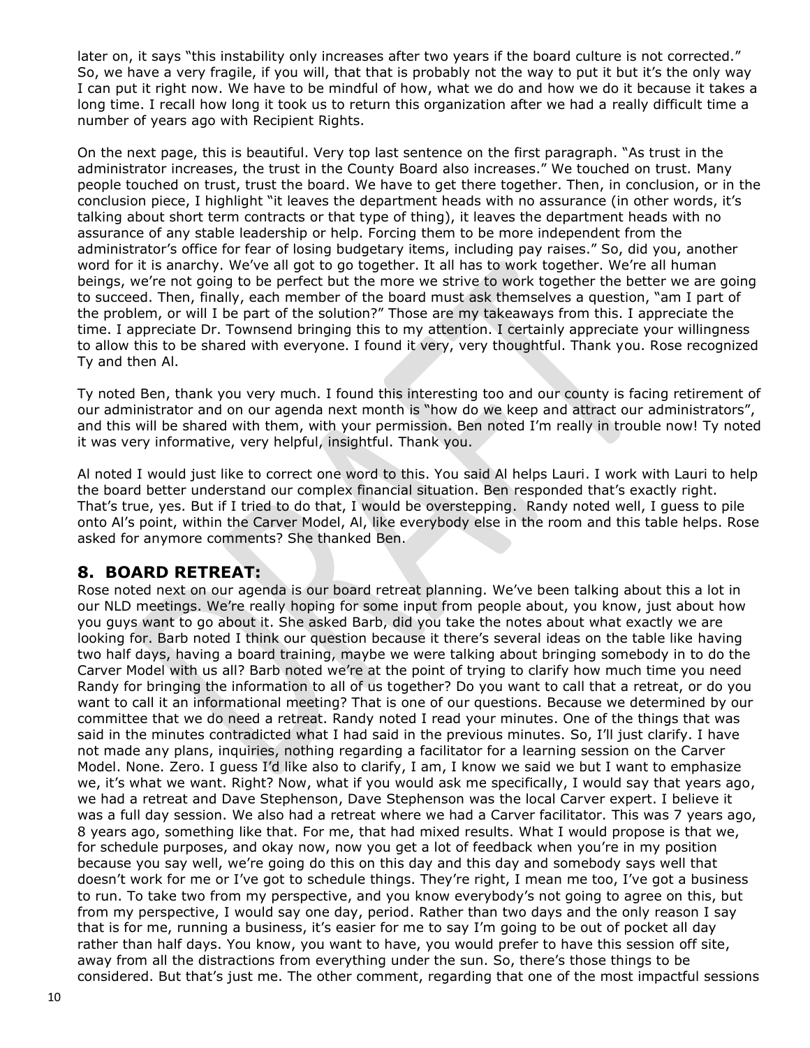later on, it says "this instability only increases after two years if the board culture is not corrected." So, we have a very fragile, if you will, that that is probably not the way to put it but it's the only way I can put it right now. We have to be mindful of how, what we do and how we do it because it takes a long time. I recall how long it took us to return this organization after we had a really difficult time a number of years ago with Recipient Rights.

On the next page, this is beautiful. Very top last sentence on the first paragraph. "As trust in the administrator increases, the trust in the County Board also increases." We touched on trust. Many people touched on trust, trust the board. We have to get there together. Then, in conclusion, or in the conclusion piece, I highlight "it leaves the department heads with no assurance (in other words, it's talking about short term contracts or that type of thing), it leaves the department heads with no assurance of any stable leadership or help. Forcing them to be more independent from the administrator's office for fear of losing budgetary items, including pay raises." So, did you, another word for it is anarchy. We've all got to go together. It all has to work together. We're all human beings, we're not going to be perfect but the more we strive to work together the better we are going to succeed. Then, finally, each member of the board must ask themselves a question, "am I part of the problem, or will I be part of the solution?" Those are my takeaways from this. I appreciate the time. I appreciate Dr. Townsend bringing this to my attention. I certainly appreciate your willingness to allow this to be shared with everyone. I found it very, very thoughtful. Thank you. Rose recognized Ty and then Al.

Ty noted Ben, thank you very much. I found this interesting too and our county is facing retirement of our administrator and on our agenda next month is "how do we keep and attract our administrators", and this will be shared with them, with your permission. Ben noted I'm really in trouble now! Ty noted it was very informative, very helpful, insightful. Thank you.

Al noted I would just like to correct one word to this. You said Al helps Lauri. I work with Lauri to help the board better understand our complex financial situation. Ben responded that's exactly right. That's true, yes. But if I tried to do that, I would be overstepping. Randy noted well, I guess to pile onto Al's point, within the Carver Model, Al, like everybody else in the room and this table helps. Rose asked for anymore comments? She thanked Ben.

## 8. BOARD RETREAT:

Rose noted next on our agenda is our board retreat planning. We've been talking about this a lot in our NLD meetings. We're really hoping for some input from people about, you know, just about how you guys want to go about it. She asked Barb, did you take the notes about what exactly we are looking for. Barb noted I think our question because it there's several ideas on the table like having two half days, having a board training, maybe we were talking about bringing somebody in to do the Carver Model with us all? Barb noted we're at the point of trying to clarify how much time you need Randy for bringing the information to all of us together? Do you want to call that a retreat, or do you want to call it an informational meeting? That is one of our questions. Because we determined by our committee that we do need a retreat. Randy noted I read your minutes. One of the things that was said in the minutes contradicted what I had said in the previous minutes. So, I'll just clarify. I have not made any plans, inquiries, nothing regarding a facilitator for a learning session on the Carver Model. None. Zero. I guess I'd like also to clarify, I am, I know we said we but I want to emphasize we, it's what we want. Right? Now, what if you would ask me specifically, I would say that years ago, we had a retreat and Dave Stephenson, Dave Stephenson was the local Carver expert. I believe it was a full day session. We also had a retreat where we had a Carver facilitator. This was 7 years ago, 8 years ago, something like that. For me, that had mixed results. What I would propose is that we, for schedule purposes, and okay now, now you get a lot of feedback when you're in my position because you say well, we're going do this on this day and this day and somebody says well that doesn't work for me or I've got to schedule things. They're right, I mean me too, I've got a business to run. To take two from my perspective, and you know everybody's not going to agree on this, but from my perspective, I would say one day, period. Rather than two days and the only reason I say that is for me, running a business, it's easier for me to say I'm going to be out of pocket all day rather than half days. You know, you want to have, you would prefer to have this session off site, away from all the distractions from everything under the sun. So, there's those things to be considered. But that's just me. The other comment, regarding that one of the most impactful sessions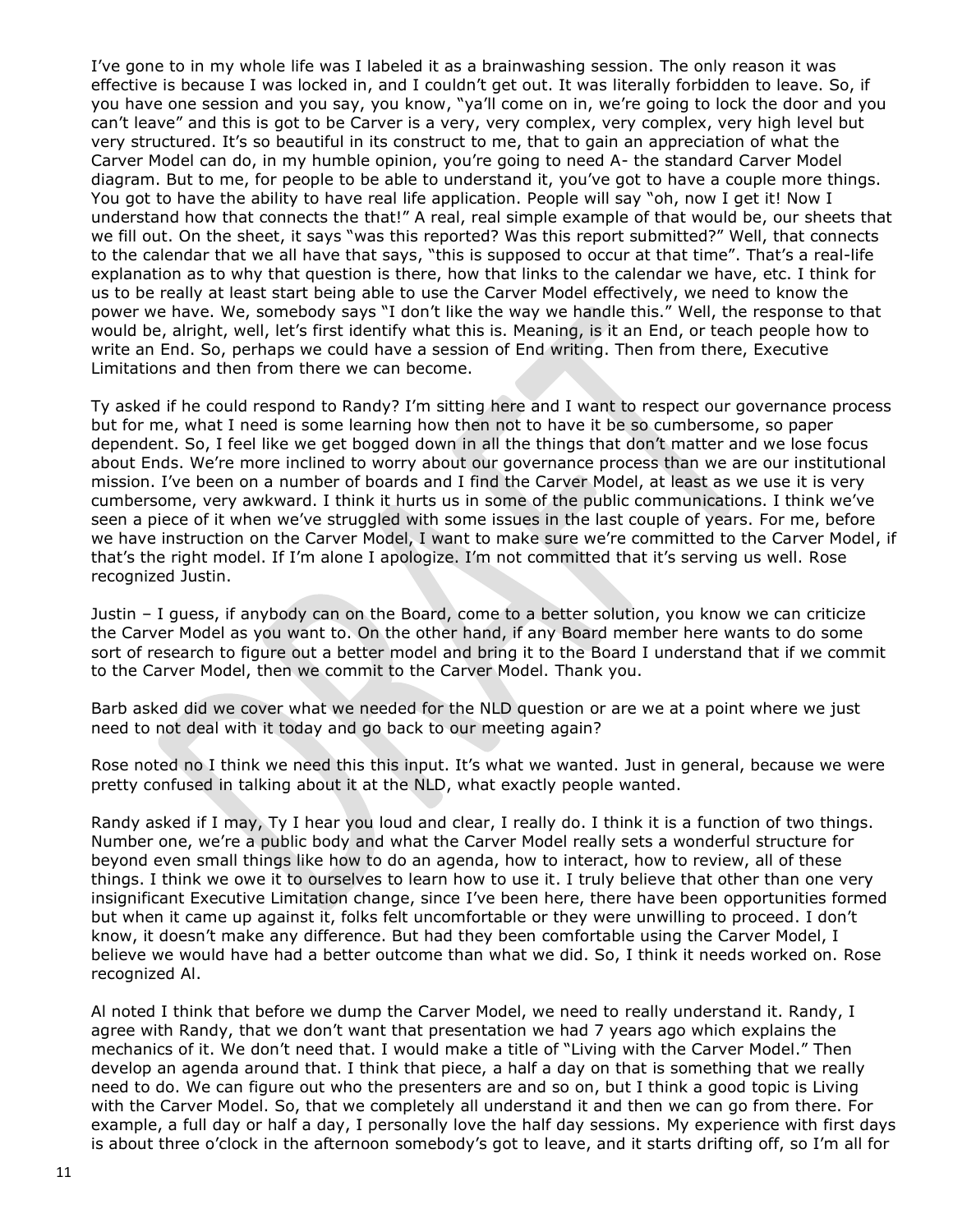I've gone to in my whole life was I labeled it as a brainwashing session. The only reason it was effective is because I was locked in, and I couldn't get out. It was literally forbidden to leave. So, if you have one session and you say, you know, "ya'll come on in, we're going to lock the door and you can't leave" and this is got to be Carver is a very, very complex, very complex, very high level but very structured. It's so beautiful in its construct to me, that to gain an appreciation of what the Carver Model can do, in my humble opinion, you're going to need A- the standard Carver Model diagram. But to me, for people to be able to understand it, you've got to have a couple more things. You got to have the ability to have real life application. People will say "oh, now I get it! Now I understand how that connects the that!" A real, real simple example of that would be, our sheets that we fill out. On the sheet, it says "was this reported? Was this report submitted?" Well, that connects to the calendar that we all have that says, "this is supposed to occur at that time". That's a real-life explanation as to why that question is there, how that links to the calendar we have, etc. I think for us to be really at least start being able to use the Carver Model effectively, we need to know the power we have. We, somebody says "I don't like the way we handle this." Well, the response to that would be, alright, well, let's first identify what this is. Meaning, is it an End, or teach people how to write an End. So, perhaps we could have a session of End writing. Then from there, Executive Limitations and then from there we can become.

Ty asked if he could respond to Randy? I'm sitting here and I want to respect our governance process but for me, what I need is some learning how then not to have it be so cumbersome, so paper dependent. So, I feel like we get bogged down in all the things that don't matter and we lose focus about Ends. We're more inclined to worry about our governance process than we are our institutional mission. I've been on a number of boards and I find the Carver Model, at least as we use it is very cumbersome, very awkward. I think it hurts us in some of the public communications. I think we've seen a piece of it when we've struggled with some issues in the last couple of years. For me, before we have instruction on the Carver Model, I want to make sure we're committed to the Carver Model, if that's the right model. If I'm alone I apologize. I'm not committed that it's serving us well. Rose recognized Justin.

Justin – I guess, if anybody can on the Board, come to a better solution, you know we can criticize the Carver Model as you want to. On the other hand, if any Board member here wants to do some sort of research to figure out a better model and bring it to the Board I understand that if we commit to the Carver Model, then we commit to the Carver Model. Thank you.

Barb asked did we cover what we needed for the NLD question or are we at a point where we just need to not deal with it today and go back to our meeting again?

Rose noted no I think we need this this input. It's what we wanted. Just in general, because we were pretty confused in talking about it at the NLD, what exactly people wanted.

Randy asked if I may, Ty I hear you loud and clear, I really do. I think it is a function of two things. Number one, we're a public body and what the Carver Model really sets a wonderful structure for beyond even small things like how to do an agenda, how to interact, how to review, all of these things. I think we owe it to ourselves to learn how to use it. I truly believe that other than one very insignificant Executive Limitation change, since I've been here, there have been opportunities formed but when it came up against it, folks felt uncomfortable or they were unwilling to proceed. I don't know, it doesn't make any difference. But had they been comfortable using the Carver Model, I believe we would have had a better outcome than what we did. So, I think it needs worked on. Rose recognized Al.

Al noted I think that before we dump the Carver Model, we need to really understand it. Randy, I agree with Randy, that we don't want that presentation we had 7 years ago which explains the mechanics of it. We don't need that. I would make a title of "Living with the Carver Model." Then develop an agenda around that. I think that piece, a half a day on that is something that we really need to do. We can figure out who the presenters are and so on, but I think a good topic is Living with the Carver Model. So, that we completely all understand it and then we can go from there. For example, a full day or half a day, I personally love the half day sessions. My experience with first days is about three o'clock in the afternoon somebody's got to leave, and it starts drifting off, so I'm all for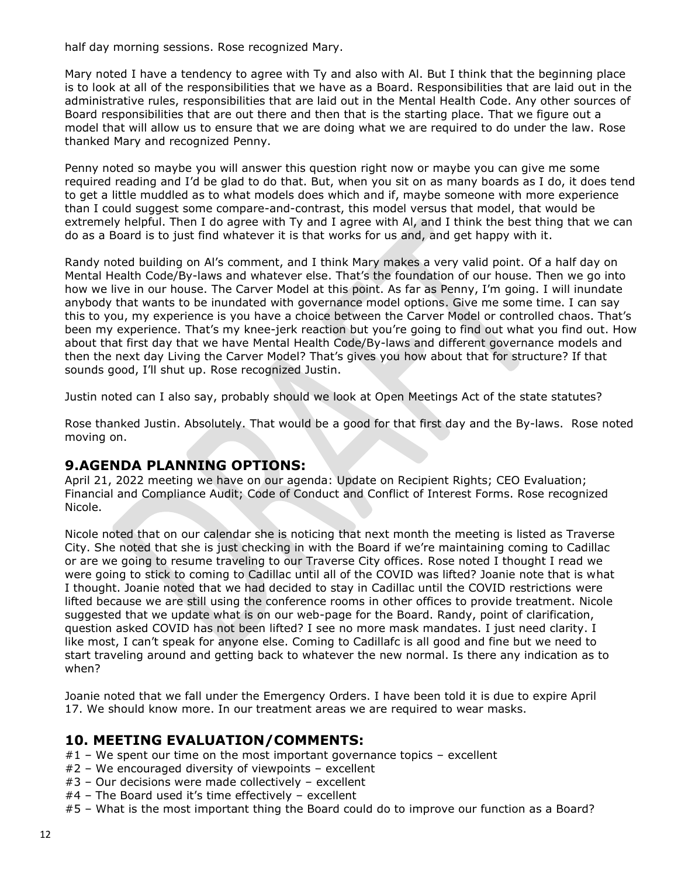half day morning sessions. Rose recognized Mary.

Mary noted I have a tendency to agree with Ty and also with Al. But I think that the beginning place is to look at all of the responsibilities that we have as a Board. Responsibilities that are laid out in the administrative rules, responsibilities that are laid out in the Mental Health Code. Any other sources of Board responsibilities that are out there and then that is the starting place. That we figure out a model that will allow us to ensure that we are doing what we are required to do under the law. Rose thanked Mary and recognized Penny.

Penny noted so maybe you will answer this question right now or maybe you can give me some required reading and I'd be glad to do that. But, when you sit on as many boards as I do, it does tend to get a little muddled as to what models does which and if, maybe someone with more experience than I could suggest some compare-and-contrast, this model versus that model, that would be extremely helpful. Then I do agree with Ty and I agree with Al, and I think the best thing that we can do as a Board is to just find whatever it is that works for us and, and get happy with it.

Randy noted building on Al's comment, and I think Mary makes a very valid point. Of a half day on Mental Health Code/By-laws and whatever else. That's the foundation of our house. Then we go into how we live in our house. The Carver Model at this point. As far as Penny, I'm going. I will inundate anybody that wants to be inundated with governance model options. Give me some time. I can say this to you, my experience is you have a choice between the Carver Model or controlled chaos. That's been my experience. That's my knee-jerk reaction but you're going to find out what you find out. How about that first day that we have Mental Health Code/By-laws and different governance models and then the next day Living the Carver Model? That's gives you how about that for structure? If that sounds good, I'll shut up. Rose recognized Justin.

Justin noted can I also say, probably should we look at Open Meetings Act of the state statutes?

Rose thanked Justin. Absolutely. That would be a good for that first day and the By-laws. Rose noted moving on.

## 9.AGENDA PLANNING OPTIONS:

April 21, 2022 meeting we have on our agenda: Update on Recipient Rights; CEO Evaluation; Financial and Compliance Audit; Code of Conduct and Conflict of Interest Forms. Rose recognized Nicole.

Nicole noted that on our calendar she is noticing that next month the meeting is listed as Traverse City. She noted that she is just checking in with the Board if we're maintaining coming to Cadillac or are we going to resume traveling to our Traverse City offices. Rose noted I thought I read we were going to stick to coming to Cadillac until all of the COVID was lifted? Joanie note that is what I thought. Joanie noted that we had decided to stay in Cadillac until the COVID restrictions were lifted because we are still using the conference rooms in other offices to provide treatment. Nicole suggested that we update what is on our web-page for the Board. Randy, point of clarification, question asked COVID has not been lifted? I see no more mask mandates. I just need clarity. I like most, I can't speak for anyone else. Coming to Cadillafc is all good and fine but we need to start traveling around and getting back to whatever the new normal. Is there any indication as to when?

Joanie noted that we fall under the Emergency Orders. I have been told it is due to expire April 17. We should know more. In our treatment areas we are required to wear masks.

## 10. MEETING EVALUATION/COMMENTS:

#1 – We spent our time on the most important governance topics – excellent
#2 – We encouraged diversity of viewpoints – excellent
#3 – Our decisions were made collectively – excellent
#4 – The Board used it's time effectively – excellent
#5 – What is the most important thing the Board could do to improve our function as a Board?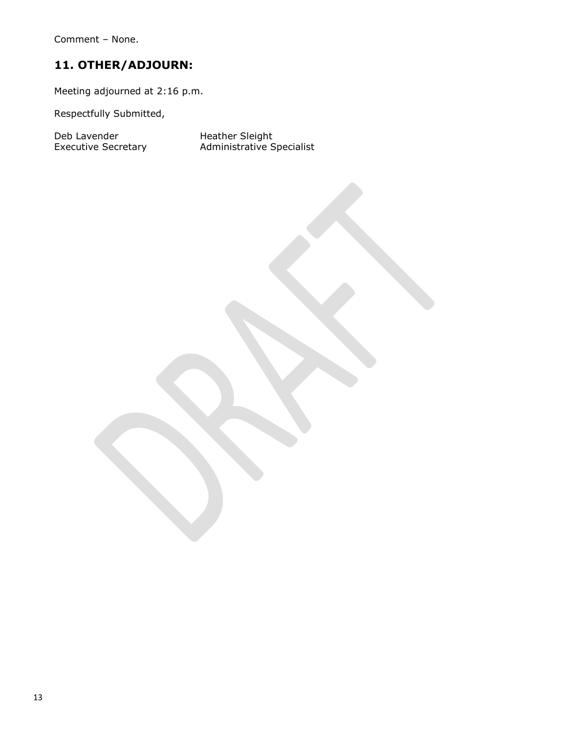Comment – None.

## 11. OTHER/ADJOURN:

Meeting adjourned at 2:16 p.m.

Respectfully Submitted,

| | |
|---|---|
| Deb Lavender | Heather Sleight |
| Executive Secretary | Administrative Specialist |